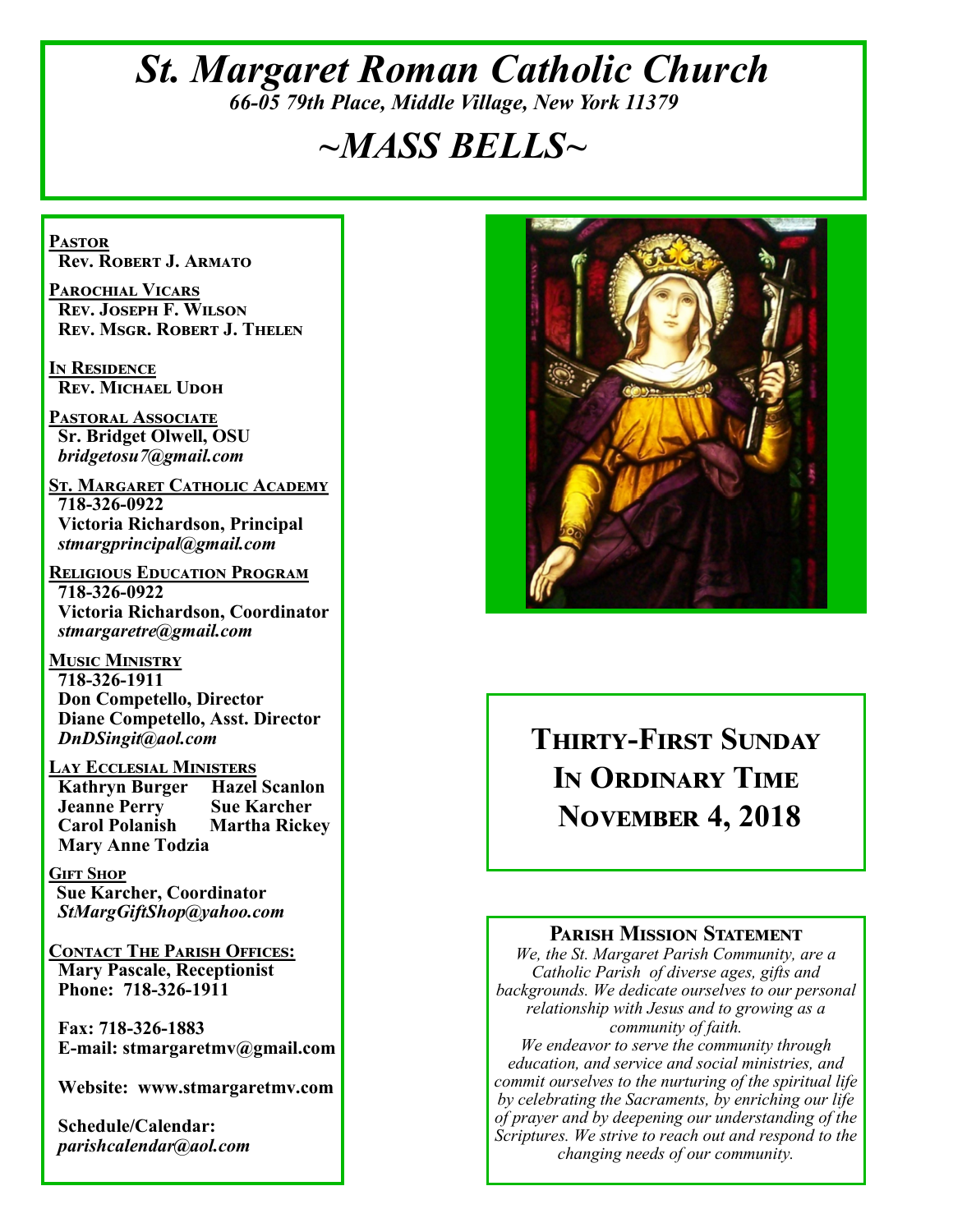# *St. Margaret Roman Catholic Church*

*66-05 79th Place, Middle Village, New York 11379*

# *~MASS BELLS~*

**PASTOR**
**Rev. Robert J. Armato**

**PAROCHIAL VICARS**
**Rev. Joseph F. Wilson**
**Rev. Msgr. Robert J. Thelen**

**IN RESIDENCE**
**Rev. Michael Udoh**

**PASTORAL ASSOCIATE**
**Sr. Bridget Olwell, OSU**
*bridgetosu7@gmail.com*

**ST. MARGARET CATHOLIC ACADEMY**
**718-326-0922**
**Victoria Richardson, Principal**
*stmargprincipal@gmail.com*

**RELIGIOUS EDUCATION PROGRAM**
**718-326-0922**
**Victoria Richardson, Coordinator**
*stmargaretre@gmail.com*

**MUSIC MINISTRY**
**718-326-1911**
**Don Competello, Director**
**Diane Competello, Asst. Director**
*DnDSingit@aol.com*

**LAY ECCLESIAL MINISTERS**
**Kathryn Burger** **Hazel Scanlon**
**Jeanne Perry** **Sue Karcher**
**Carol Polanish** **Martha Rickey**
**Mary Anne Todzia**

**GIFT SHOP**
**Sue Karcher, Coordinator**
*StMargGiftShop@yahoo.com*

**CONTACT THE PARISH OFFICES:**
**Mary Pascale, Receptionist**
**Phone: 718-326-1911**

**Fax: 718-326-1883**
**E-mail: stmargaretmv@gmail.com**

**Website: www.stmargaretmv.com**

**Schedule/Calendar:**
*parishcalendar@aol.com*

## Thirty-First Sunday In Ordinary Time November 4, 2018

### Parish Mission Statement

*We, the St. Margaret Parish Community, are a Catholic Parish of diverse ages, gifts and backgrounds. We dedicate ourselves to our personal relationship with Jesus and to growing as a community of faith.*
*We endeavor to serve the community through education, and service and social ministries, and commit ourselves to the nurturing of the spiritual life by celebrating the Sacraments, by enriching our life of prayer and by deepening our understanding of the Scriptures. We strive to reach out and respond to the changing needs of our community.*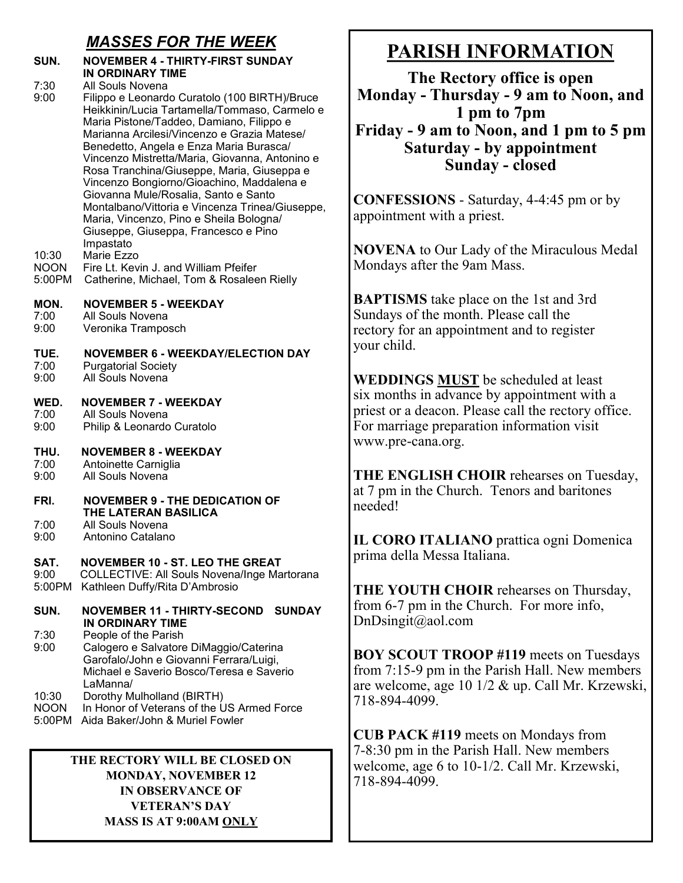## *MASSES FOR THE WEEK*

**SUN. NOVEMBER 4 - THIRTY-FIRST SUNDAY IN ORDINARY TIME**

7:30 All Souls Novena

9:00 Filippo e Leonardo Curatolo (100 BIRTH)/Bruce Heikkinin/Lucia Tartamella/Tommaso, Carmelo e Maria Pistone/Taddeo, Damiano, Filippo e Marianna Arcilesi/Vincenzo e Grazia Matese/ Benedetto, Angela e Enza Maria Burasca/ Vincenzo Mistretta/Maria, Giovanna, Antonino e Rosa Tranchina/Giuseppe, Maria, Giuseppa e Vincenzo Bongiorno/Gioachino, Maddalena e Giovanna Mule/Rosalia, Santo e Santo Montalbano/Vittoria e Vincenza Trinea/Giuseppe, Maria, Vincenzo, Pino e Sheila Bologna/ Giuseppe, Giuseppa, Francesco e Pino Impastato

10:30 Marie Ezzo

NOON Fire Lt. Kevin J. and William Pfeifer

5:00PM Catherine, Michael, Tom & Rosaleen Rielly

**MON. NOVEMBER 5 - WEEKDAY**

7:00 All Souls Novena

9:00 Veronika Tramposch

**TUE. NOVEMBER 6 - WEEKDAY/ELECTION DAY**

7:00 Purgatorial Society

9:00 All Souls Novena

**WED. NOVEMBER 7 - WEEKDAY**

7:00 All Souls Novena

9:00 Philip & Leonardo Curatolo

**THU. NOVEMBER 8 - WEEKDAY**

7:00 Antoinette Carniglia

9:00 All Souls Novena

**FRI. NOVEMBER 9 - THE DEDICATION OF THE LATERAN BASILICA**

7:00 All Souls Novena

9:00 Antonino Catalano

**SAT. NOVEMBER 10 - ST. LEO THE GREAT**

9:00 COLLECTIVE: All Souls Novena/Inge Martorana

5:00PM Kathleen Duffy/Rita D'Ambrosio

**SUN. NOVEMBER 11 - THIRTY-SECOND SUNDAY IN ORDINARY TIME**

7:30 People of the Parish

9:00 Calogero e Salvatore DiMaggio/Caterina Garofalo/John e Giovanni Ferrara/Luigi, Michael e Saverio Bosco/Teresa e Saverio LaManna/

10:30 Dorothy Mulholland (BIRTH)

NOON In Honor of Veterans of the US Armed Force

5:00PM Aida Baker/John & Muriel Fowler

**THE RECTORY WILL BE CLOSED ON MONDAY, NOVEMBER 12 IN OBSERVANCE OF VETERAN'S DAY MASS IS AT 9:00AM ONLY**

# PARISH INFORMATION

**The Rectory office is open**
**Monday - Thursday - 9 am to Noon, and 1 pm to 7pm**
**Friday - 9 am to Noon, and 1 pm to 5 pm**
**Saturday - by appointment**
**Sunday - closed**

**CONFESSIONS** - Saturday, 4-4:45 pm or by appointment with a priest.

**NOVENA** to Our Lady of the Miraculous Medal Mondays after the 9am Mass.

**BAPTISMS** take place on the 1st and 3rd Sundays of the month. Please call the rectory for an appointment and to register your child.

**WEDDINGS MUST** be scheduled at least six months in advance by appointment with a priest or a deacon. Please call the rectory office. For marriage preparation information visit www.pre-cana.org.

**THE ENGLISH CHOIR** rehearses on Tuesday, at 7 pm in the Church. Tenors and baritones needed!

**IL CORO ITALIANO** prattica ogni Domenica prima della Messa Italiana.

**THE YOUTH CHOIR** rehearses on Thursday, from 6-7 pm in the Church. For more info, DnDsingit@aol.com

**BOY SCOUT TROOP #119** meets on Tuesdays from 7:15-9 pm in the Parish Hall. New members are welcome, age 10 1/2 & up. Call Mr. Krzewski, 718-894-4099.

**CUB PACK #119** meets on Mondays from 7-8:30 pm in the Parish Hall. New members welcome, age 6 to 10-1/2. Call Mr. Krzewski, 718-894-4099.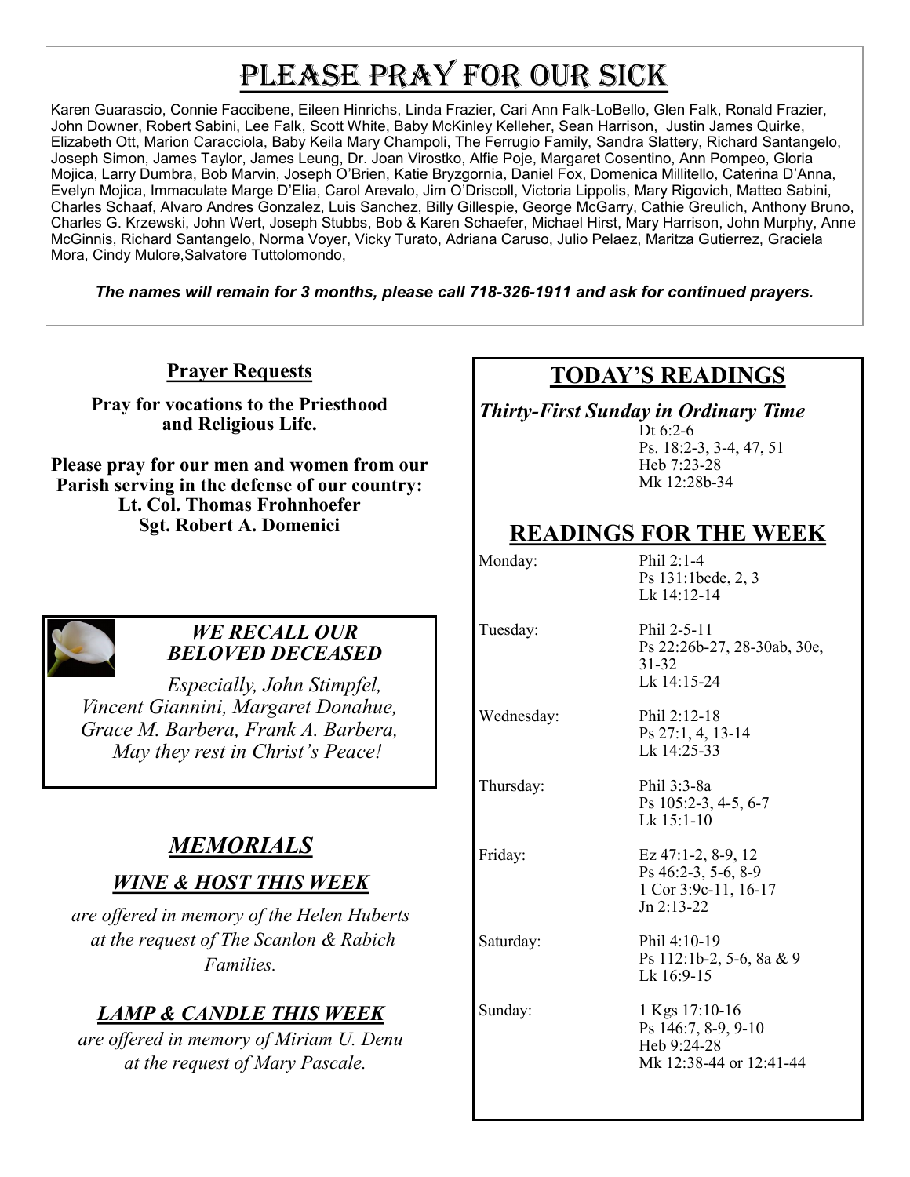# Please Pray for Our Sick

Karen Guarascio, Connie Faccibene, Eileen Hinrichs, Linda Frazier, Cari Ann Falk-LoBello, Glen Falk, Ronald Frazier, John Downer, Robert Sabini, Lee Falk, Scott White, Baby McKinley Kelleher, Sean Harrison, Justin James Quirke, Elizabeth Ott, Marion Caracciola, Baby Keila Mary Champoli, The Ferrugio Family, Sandra Slattery, Richard Santangelo, Joseph Simon, James Taylor, James Leung, Dr. Joan Virostko, Alfie Poje, Margaret Cosentino, Ann Pompeo, Gloria Mojica, Larry Dumbra, Bob Marvin, Joseph O'Brien, Katie Bryzgornia, Daniel Fox, Domenica Millitello, Caterina D'Anna, Evelyn Mojica, Immaculate Marge D'Elia, Carol Arevalo, Jim O'Driscoll, Victoria Lippolis, Mary Rigovich, Matteo Sabini, Charles Schaaf, Alvaro Andres Gonzalez, Luis Sanchez, Billy Gillespie, George McGarry, Cathie Greulich, Anthony Bruno, Charles G. Krzewski, John Wert, Joseph Stubbs, Bob & Karen Schaefer, Michael Hirst, Mary Harrison, John Murphy, Anne McGinnis, Richard Santangelo, Norma Voyer, Vicky Turato, Adriana Caruso, Julio Pelaez, Maritza Gutierrez, Graciela Mora, Cindy Mulore,Salvatore Tuttolomondo,

***The names will remain for 3 months, please call 718-326-1911 and ask for continued prayers.***

## Prayer Requests

**Pray for vocations to the Priesthood and Religious Life.**

**Please pray for our men and women from our Parish serving in the defense of our country:**
**Lt. Col. Thomas Frohnhoefer**
**Sgt. Robert A. Domenici**

### *WE RECALL OUR BELOVED DECEASED*

*Especially, John Stimpfel, Vincent Giannini, Margaret Donahue, Grace M. Barbera, Frank A. Barbera, May they rest in Christ's Peace!*

## *MEMORIALS*

### *WINE & HOST THIS WEEK*

*are offered in memory of the Helen Huberts at the request of The Scanlon & Rabich Families.*

### *LAMP & CANDLE THIS WEEK*

*are offered in memory of Miriam U. Denu at the request of Mary Pascale.*

## TODAY'S READINGS

***Thirty-First Sunday in Ordinary Time***

Dt 6:2-6
Ps. 18:2-3, 3-4, 47, 51
Heb 7:23-28
Mk 12:28b-34

## READINGS FOR THE WEEK

| | |
|---|---|
| Monday: | Phil 2:1-4<br>Ps 131:1bcde, 2, 3<br>Lk 14:12-14 |
| Tuesday: | Phil 2-5-11<br>Ps 22:26b-27, 28-30ab, 30e, 31-32<br>Lk 14:15-24 |
| Wednesday: | Phil 2:12-18<br>Ps 27:1, 4, 13-14<br>Lk 14:25-33 |
| Thursday: | Phil 3:3-8a<br>Ps 105:2-3, 4-5, 6-7<br>Lk 15:1-10 |
| Friday: | Ez 47:1-2, 8-9, 12<br>Ps 46:2-3, 5-6, 8-9<br>1 Cor 3:9c-11, 16-17<br>Jn 2:13-22 |
| Saturday: | Phil 4:10-19<br>Ps 112:1b-2, 5-6, 8a & 9<br>Lk 16:9-15 |
| Sunday: | 1 Kgs 17:10-16<br>Ps 146:7, 8-9, 9-10<br>Heb 9:24-28<br>Mk 12:38-44 or 12:41-44 |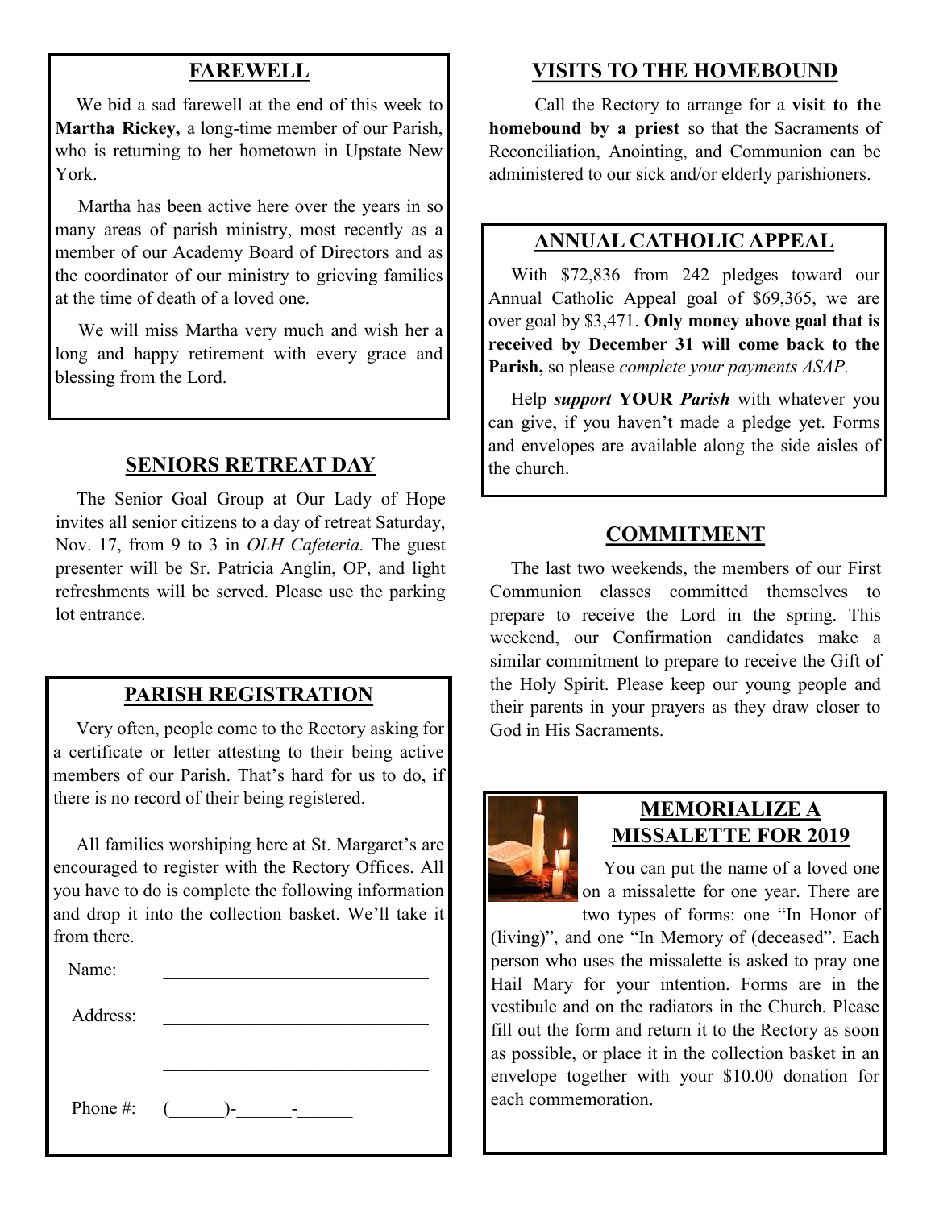## FAREWELL

We bid a sad farewell at the end of this week to **Martha Rickey,** a long-time member of our Parish, who is returning to her hometown in Upstate New York.

Martha has been active here over the years in so many areas of parish ministry, most recently as a member of our Academy Board of Directors and as the coordinator of our ministry to grieving families at the time of death of a loved one.

We will miss Martha very much and wish her a long and happy retirement with every grace and blessing from the Lord.

## SENIORS RETREAT DAY

The Senior Goal Group at Our Lady of Hope invites all senior citizens to a day of retreat Saturday, Nov. 17, from 9 to 3 in *OLH Cafeteria.* The guest presenter will be Sr. Patricia Anglin, OP, and light refreshments will be served. Please use the parking lot entrance.

## PARISH REGISTRATION

Very often, people come to the Rectory asking for a certificate or letter attesting to their being active members of our Parish. That's hard for us to do, if there is no record of their being registered.

All families worshiping here at St. Margaret's are encouraged to register with the Rectory Offices. All you have to do is complete the following information and drop it into the collection basket. We'll take it from there.

Name: ______________________________

Address: ______________________________

______________________________

Phone #: (______)-______-______

## VISITS TO THE HOMEBOUND

Call the Rectory to arrange for a **visit to the homebound by a priest** so that the Sacraments of Reconciliation, Anointing, and Communion can be administered to our sick and/or elderly parishioners.

## ANNUAL CATHOLIC APPEAL

With $72,836 from 242 pledges toward our Annual Catholic Appeal goal of $69,365, we are over goal by $3,471. **Only money above goal that is received by December 31 will come back to the Parish,** so please *complete your payments ASAP.*

Help ***support*** **YOUR** ***Parish*** with whatever you can give, if you haven't made a pledge yet. Forms and envelopes are available along the side aisles of the church.

## COMMITMENT

The last two weekends, the members of our First Communion classes committed themselves to prepare to receive the Lord in the spring. This weekend, our Confirmation candidates make a similar commitment to prepare to receive the Gift of the Holy Spirit. Please keep our young people and their parents in your prayers as they draw closer to God in His Sacraments.

## MEMORIALIZE A MISSALETTE FOR 2019

You can put the name of a loved one on a missalette for one year. There are two types of forms: one "In Honor of (living)", and one "In Memory of (deceased)". Each person who uses the missalette is asked to pray one Hail Mary for your intention. Forms are in the vestibule and on the radiators in the Church. Please fill out the form and return it to the Rectory as soon as possible, or place it in the collection basket in an envelope together with your $10.00 donation for each commemoration.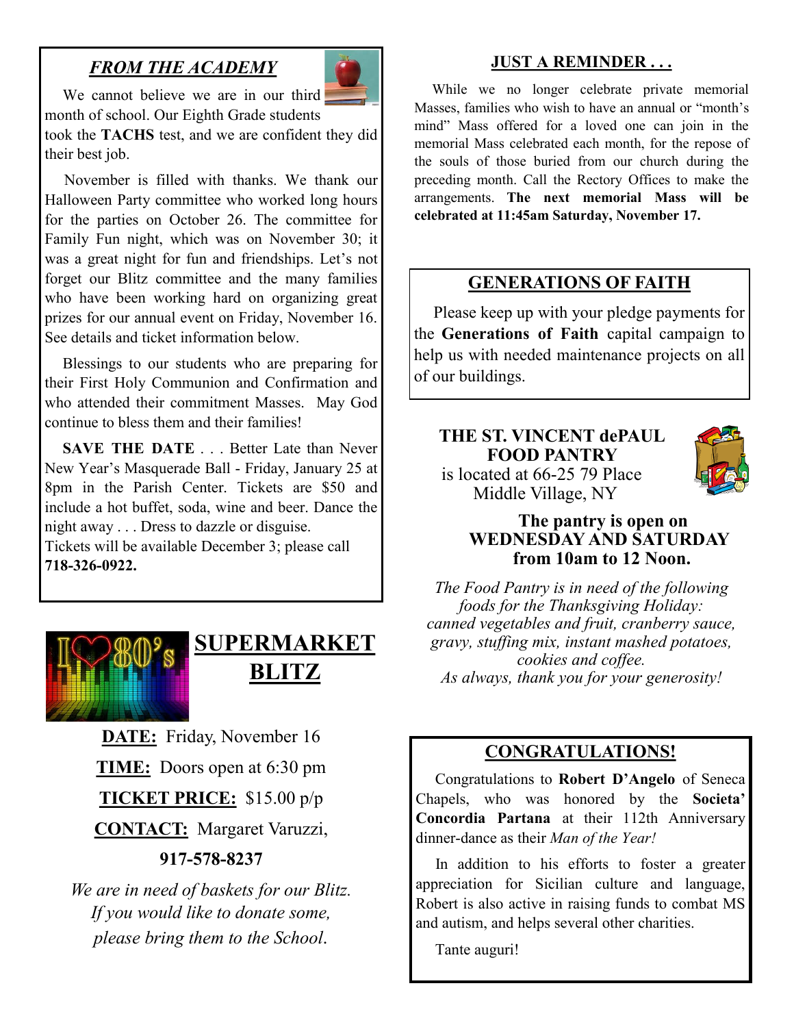## *FROM THE ACADEMY*

We cannot believe we are in our third month of school. Our Eighth Grade students took the **TACHS** test, and we are confident they did their best job.

November is filled with thanks. We thank our Halloween Party committee who worked long hours for the parties on October 26. The committee for Family Fun night, which was on November 30; it was a great night for fun and friendships. Let's not forget our Blitz committee and the many families who have been working hard on organizing great prizes for our annual event on Friday, November 16. See details and ticket information below.

Blessings to our students who are preparing for their First Holy Communion and Confirmation and who attended their commitment Masses. May God continue to bless them and their families!

**SAVE THE DATE** . . . Better Late than Never New Year's Masquerade Ball - Friday, January 25 at 8pm in the Parish Center. Tickets are $50 and include a hot buffet, soda, wine and beer. Dance the night away . . . Dress to dazzle or disguise.
Tickets will be available December 3; please call **718-326-0922.**

## SUPERMARKET BLITZ

**DATE:** Friday, November 16

**TIME:** Doors open at 6:30 pm

**TICKET PRICE:** $15.00 p/p

**CONTACT:** Margaret Varuzzi,

**917-578-8237**

*We are in need of baskets for our Blitz. If you would like to donate some, please bring them to the School.*

## JUST A REMINDER . . .

While we no longer celebrate private memorial Masses, families who wish to have an annual or "month's mind" Mass offered for a loved one can join in the memorial Mass celebrated each month, for the repose of the souls of those buried from our church during the preceding month. Call the Rectory Offices to make the arrangements. **The next memorial Mass will be celebrated at 11:45am Saturday, November 17.**

## GENERATIONS OF FAITH

Please keep up with your pledge payments for the **Generations of Faith** capital campaign to help us with needed maintenance projects on all of our buildings.

## THE ST. VINCENT dePAUL FOOD PANTRY

is located at 66-25 79 Place
Middle Village, NY

**The pantry is open on WEDNESDAY AND SATURDAY from 10am to 12 Noon.**

*The Food Pantry is in need of the following foods for the Thanksgiving Holiday: canned vegetables and fruit, cranberry sauce, gravy, stuffing mix, instant mashed potatoes, cookies and coffee.*
*As always, thank you for your generosity!*

## CONGRATULATIONS!

Congratulations to **Robert D'Angelo** of Seneca Chapels, who was honored by the **Societa' Concordia Partana** at their 112th Anniversary dinner-dance as their *Man of the Year!*

In addition to his efforts to foster a greater appreciation for Sicilian culture and language, Robert is also active in raising funds to combat MS and autism, and helps several other charities.

Tante auguri!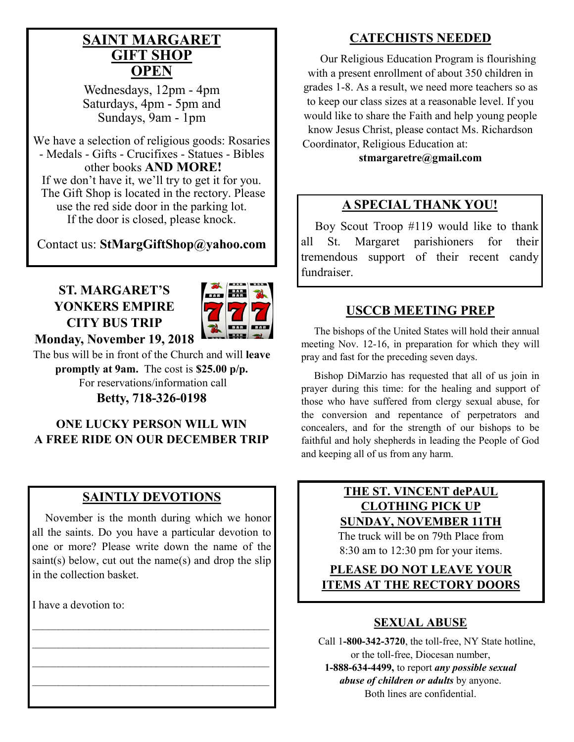## SAINT MARGARET GIFT SHOP OPEN

Wednesdays, 12pm - 4pm
Saturdays, 4pm - 5pm and
Sundays, 9am - 1pm

We have a selection of religious goods: Rosaries - Medals - Gifts - Crucifixes - Statues - Bibles other books **AND MORE!**
If we don't have it, we'll try to get it for you.
The Gift Shop is located in the rectory. Please use the red side door in the parking lot.
If the door is closed, please knock.

Contact us: **StMargGiftShop@yahoo.com**

## ST. MARGARET'S YONKERS EMPIRE CITY BUS TRIP

**Monday, November 19, 2018**

The bus will be in front of the Church and will **leave promptly at 9am.** The cost is **$25.00 p/p.**
For reservations/information call
**Betty, 718-326-0198**

**ONE LUCKY PERSON WILL WIN A FREE RIDE ON OUR DECEMBER TRIP**

## SAINTLY DEVOTIONS

November is the month during which we honor all the saints. Do you have a particular devotion to one or more? Please write down the name of the saint(s) below, cut out the name(s) and drop the slip in the collection basket.

I have a devotion to:

\_\_\_\_\_\_\_\_\_\_\_\_\_\_\_\_\_\_\_\_\_\_\_\_\_\_\_\_\_\_\_\_\_\_\_\_\_\_\_\_\_\_

\_\_\_\_\_\_\_\_\_\_\_\_\_\_\_\_\_\_\_\_\_\_\_\_\_\_\_\_\_\_\_\_\_\_\_\_\_\_\_\_\_\_

\_\_\_\_\_\_\_\_\_\_\_\_\_\_\_\_\_\_\_\_\_\_\_\_\_\_\_\_\_\_\_\_\_\_\_\_\_\_\_\_\_\_

\_\_\_\_\_\_\_\_\_\_\_\_\_\_\_\_\_\_\_\_\_\_\_\_\_\_\_\_\_\_\_\_\_\_\_\_\_\_\_\_\_\_

## CATECHISTS NEEDED

Our Religious Education Program is flourishing with a present enrollment of about 350 children in grades 1-8. As a result, we need more teachers so as to keep our class sizes at a reasonable level. If you would like to share the Faith and help young people know Jesus Christ, please contact Ms. Richardson Coordinator, Religious Education at:
**stmargaretre@gmail.com**

## A SPECIAL THANK YOU!

Boy Scout Troop #119 would like to thank all St. Margaret parishioners for their tremendous support of their recent candy fundraiser.

## USCCB MEETING PREP

The bishops of the United States will hold their annual meeting Nov. 12-16, in preparation for which they will pray and fast for the preceding seven days.

Bishop DiMarzio has requested that all of us join in prayer during this time: for the healing and support of those who have suffered from clergy sexual abuse, for the conversion and repentance of perpetrators and concealers, and for the strength of our bishops to be faithful and holy shepherds in leading the People of God and keeping all of us from any harm.

## THE ST. VINCENT dePAUL CLOTHING PICK UP SUNDAY, NOVEMBER 11TH

The truck will be on 79th Place from 8:30 am to 12:30 pm for your items.

**PLEASE DO NOT LEAVE YOUR ITEMS AT THE RECTORY DOORS**

## SEXUAL ABUSE

Call 1**-800-342-3720**, the toll-free, NY State hotline, or the toll-free, Diocesan number, **1-888-634-4499,** to report ***any possible sexual abuse of children or adults*** by anyone.
Both lines are confidential.